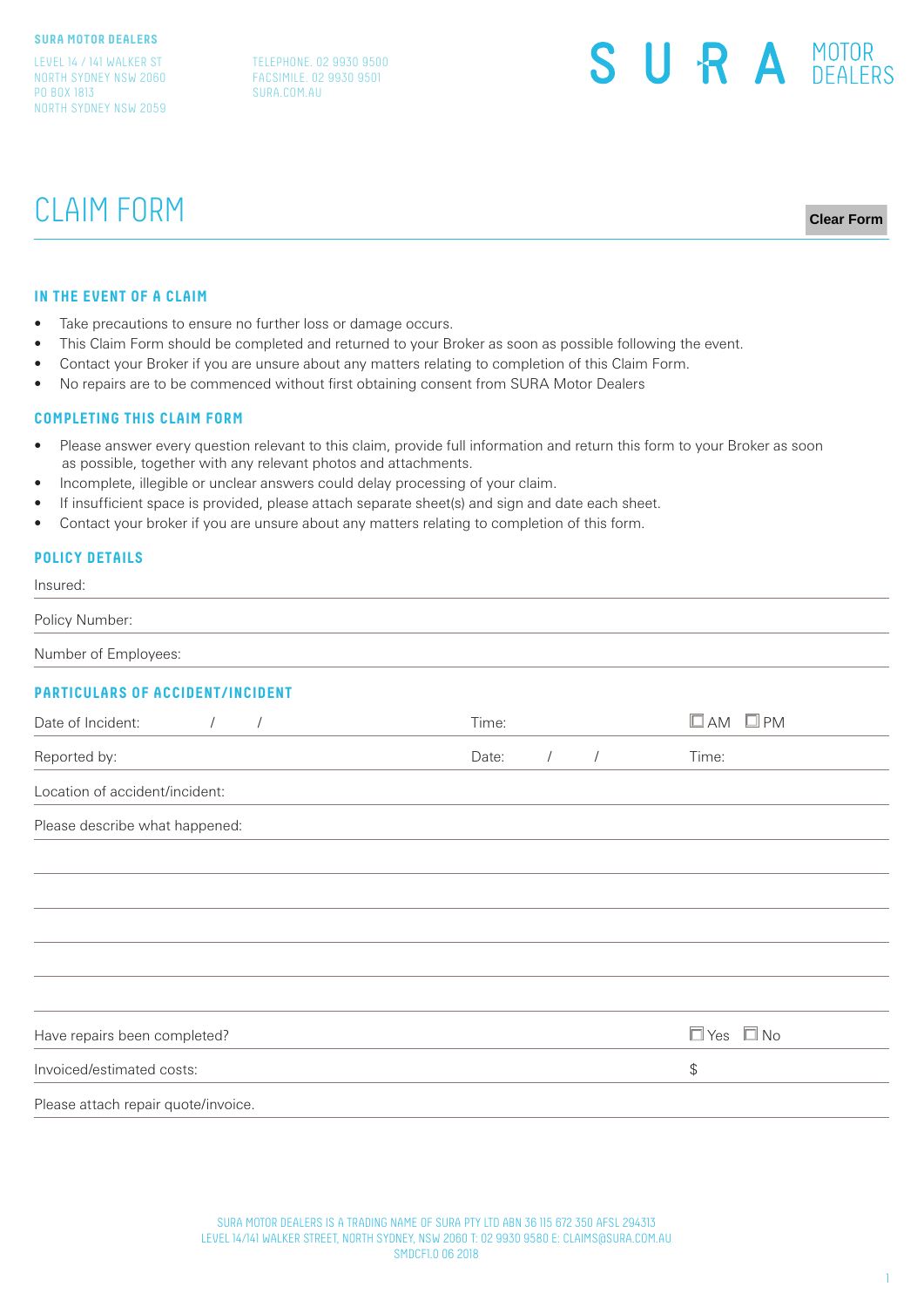**SURA MOTOR DEALERS**

LEVEL 14 / 141 WALKER ST
NORTH SYDNEY NSW 2060
PO BOX 1813
NORTH SYDNEY NSW 2059

TELEPHONE. 02 9930 9500
FACSIMILE. 02 9930 9501
SURA.COM.AU

SURA MOTOR DEALERS

# CLAIM FORM

Clear Form

## IN THE EVENT OF A CLAIM

- Take precautions to ensure no further loss or damage occurs.
- This Claim Form should be completed and returned to your Broker as soon as possible following the event.
- Contact your Broker if you are unsure about any matters relating to completion of this Claim Form.
- No repairs are to be commenced without first obtaining consent from SURA Motor Dealers

## COMPLETING THIS CLAIM FORM

- Please answer every question relevant to this claim, provide full information and return this form to your Broker as soon as possible, together with any relevant photos and attachments.
- Incomplete, illegible or unclear answers could delay processing of your claim.
- If insufficient space is provided, please attach separate sheet(s) and sign and date each sheet.
- Contact your broker if you are unsure about any matters relating to completion of this form.

## POLICY DETAILS

Insured:

Policy Number:

Number of Employees:

## PARTICULARS OF ACCIDENT/INCIDENT

Date of Incident: / / Time: ☐ AM ☐ PM

Reported by: Date: / / Time:

Location of accident/incident:

Please describe what happened:

Have repairs been completed? ☐ Yes ☐ No

Invoiced/estimated costs: $

Please attach repair quote/invoice.

SURA MOTOR DEALERS IS A TRADING NAME OF SURA PTY LTD ABN 36 115 672 350 AFSL 294313
LEVEL 14/141 WALKER STREET, NORTH SYDNEY, NSW 2060 T: 02 9930 9580 E: CLAIMS@SURA.COM.AU
SMDCF1.0 06 2018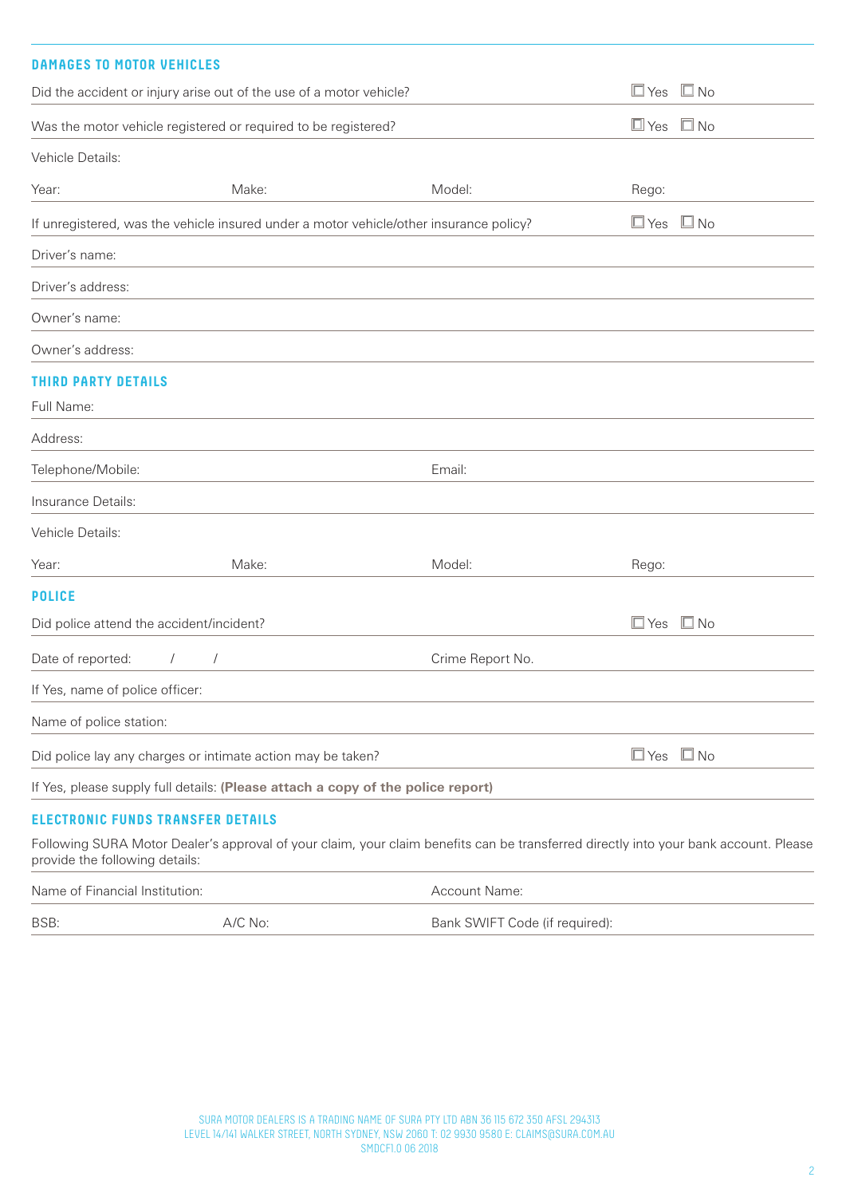## DAMAGES TO MOTOR VEHICLES

Did the accident or injury arise out of the use of a motor vehicle? ☐ Yes ☐ No

Was the motor vehicle registered or required to be registered? ☐ Yes ☐ No

Vehicle Details:

Year: Make: Model: Rego:

If unregistered, was the vehicle insured under a motor vehicle/other insurance policy? ☐ Yes ☐ No

Driver's name:

Driver's address:

Owner's name:

Owner's address:

## THIRD PARTY DETAILS

Full Name:

Address:

Telephone/Mobile: Email:

Insurance Details:

Vehicle Details:

Year: Make: Model: Rego:

## POLICE

Did police attend the accident/incident? ☐ Yes ☐ No

Date of reported: / / Crime Report No.

If Yes, name of police officer:

Name of police station:

Did police lay any charges or intimate action may be taken? ☐ Yes ☐ No

If Yes, please supply full details: **(Please attach a copy of the police report)**

## ELECTRONIC FUNDS TRANSFER DETAILS

Following SURA Motor Dealer's approval of your claim, your claim benefits can be transferred directly into your bank account. Please provide the following details:

Name of Financial Institution: Account Name:

BSB: A/C No: Bank SWIFT Code (if required):

SURA MOTOR DEALERS IS A TRADING NAME OF SURA PTY LTD ABN 36 115 672 350 AFSL 294313
LEVEL 14/141 WALKER STREET, NORTH SYDNEY, NSW 2060 T: 02 9930 9580 E: CLAIMS@SURA.COM.AU
SMDCF1.0 06 2018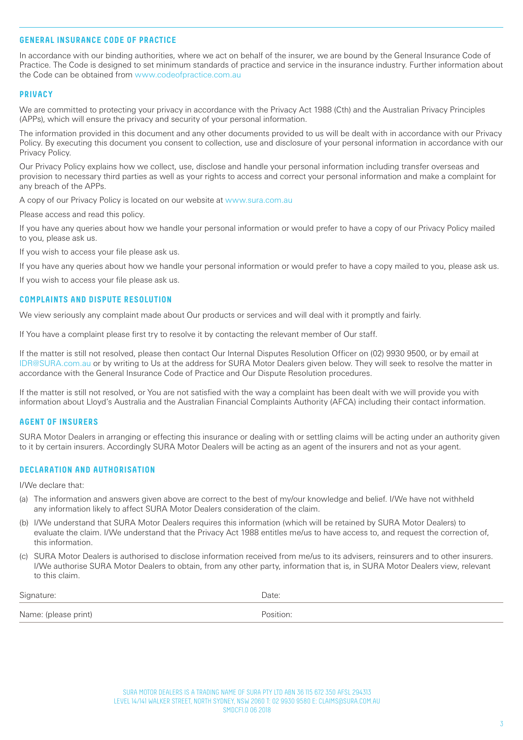## GENERAL INSURANCE CODE OF PRACTICE

In accordance with our binding authorities, where we act on behalf of the insurer, we are bound by the General Insurance Code of Practice. The Code is designed to set minimum standards of practice and service in the insurance industry. Further information about the Code can be obtained from www.codeofpractice.com.au

## PRIVACY

We are committed to protecting your privacy in accordance with the Privacy Act 1988 (Cth) and the Australian Privacy Principles (APPs), which will ensure the privacy and security of your personal information.

The information provided in this document and any other documents provided to us will be dealt with in accordance with our Privacy Policy. By executing this document you consent to collection, use and disclosure of your personal information in accordance with our Privacy Policy.

Our Privacy Policy explains how we collect, use, disclose and handle your personal information including transfer overseas and provision to necessary third parties as well as your rights to access and correct your personal information and make a complaint for any breach of the APPs.

A copy of our Privacy Policy is located on our website at www.sura.com.au

Please access and read this policy.

If you have any queries about how we handle your personal information or would prefer to have a copy of our Privacy Policy mailed to you, please ask us.

If you wish to access your file please ask us.

If you have any queries about how we handle your personal information or would prefer to have a copy mailed to you, please ask us.

If you wish to access your file please ask us.

## COMPLAINTS AND DISPUTE RESOLUTION

We view seriously any complaint made about Our products or services and will deal with it promptly and fairly.

If You have a complaint please first try to resolve it by contacting the relevant member of Our staff.

If the matter is still not resolved, please then contact Our Internal Disputes Resolution Officer on (02) 9930 9500, or by email at IDR@SURA.com.au or by writing to Us at the address for SURA Motor Dealers given below. They will seek to resolve the matter in accordance with the General Insurance Code of Practice and Our Dispute Resolution procedures.

If the matter is still not resolved, or You are not satisfied with the way a complaint has been dealt with we will provide you with information about Lloyd's Australia and the Australian Financial Complaints Authority (AFCA) including their contact information.

## AGENT OF INSURERS

SURA Motor Dealers in arranging or effecting this insurance or dealing with or settling claims will be acting under an authority given to it by certain insurers. Accordingly SURA Motor Dealers will be acting as an agent of the insurers and not as your agent.

## DECLARATION AND AUTHORISATION

I/We declare that:

(a) The information and answers given above are correct to the best of my/our knowledge and belief. I/We have not withheld any information likely to affect SURA Motor Dealers consideration of the claim.

(b) I/We understand that SURA Motor Dealers requires this information (which will be retained by SURA Motor Dealers) to evaluate the claim. I/We understand that the Privacy Act 1988 entitles me/us to have access to, and request the correction of, this information.

(c) SURA Motor Dealers is authorised to disclose information received from me/us to its advisers, reinsurers and to other insurers. I/We authorise SURA Motor Dealers to obtain, from any other party, information that is, in SURA Motor Dealers view, relevant to this claim.

| | |
|---|---|
| Signature: | Date: |
| Name: (please print) | Position: |

SURA MOTOR DEALERS IS A TRADING NAME OF SURA PTY LTD ABN 36 115 672 350 AFSL 294313
LEVEL 14/141 WALKER STREET, NORTH SYDNEY, NSW 2060 T: 02 9930 9580 E: CLAIMS@SURA.COM.AU
SMDCF1.0 06 2018